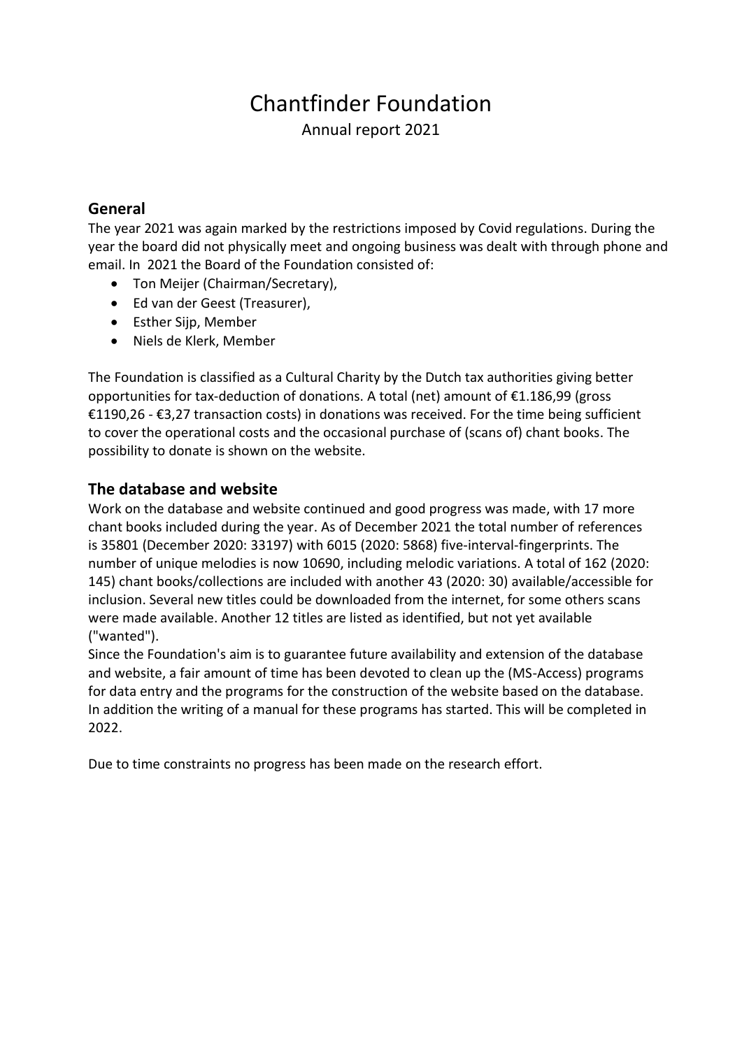# Chantfinder Foundation

Annual report 2021

## General

The year 2021 was again marked by the restrictions imposed by Covid regulations. During the year the board did not physically meet and ongoing business was dealt with through phone and email. In 2021 the Board of the Foundation consisted of:

- Ton Meijer (Chairman/Secretary),
- Ed van der Geest (Treasurer),
- Esther Sijp, Member
- Niels de Klerk, Member

The Foundation is classified as a Cultural Charity by the Dutch tax authorities giving better opportunities for tax-deduction of donations. A total (net) amount of €1.186,99 (gross €1190,26 - €3,27 transaction costs) in donations was received. For the time being sufficient to cover the operational costs and the occasional purchase of (scans of) chant books. The possibility to donate is shown on the website.

## The database and website

Work on the database and website continued and good progress was made, with 17 more chant books included during the year. As of December 2021 the total number of references is 35801 (December 2020: 33197) with 6015 (2020: 5868) five-interval-fingerprints. The number of unique melodies is now 10690, including melodic variations. A total of 162 (2020: 145) chant books/collections are included with another 43 (2020: 30) available/accessible for inclusion. Several new titles could be downloaded from the internet, for some others scans were made available. Another 12 titles are listed as identified, but not yet available ("wanted").

Since the Foundation's aim is to guarantee future availability and extension of the database and website, a fair amount of time has been devoted to clean up the (MS-Access) programs for data entry and the programs for the construction of the website based on the database. In addition the writing of a manual for these programs has started. This will be completed in 2022.

Due to time constraints no progress has been made on the research effort.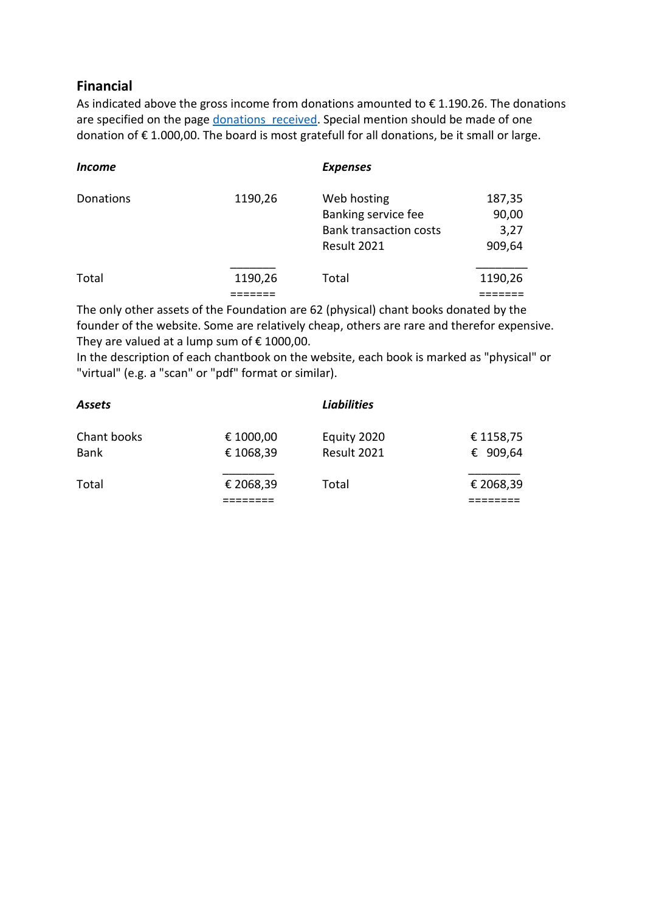## Financial

As indicated above the gross income from donations amounted to € 1.190.26. The donations are specified on the page donations_received. Special mention should be made of one donation of € 1.000,00. The board is most gratefull for all donations, be it small or large.

| ***Income*** | | ***Expenses*** | |
|---|---|---|---|
| Donations | 1190,26 | Web hosting | 187,35 |
| | | Banking service fee | 90,00 |
| | | Bank transaction costs | 3,27 |
| | | Result 2021 | 909,64 |
| Total | 1190,26 | Total | 1190,26 |

The only other assets of the Foundation are 62 (physical) chant books donated by the founder of the website. Some are relatively cheap, others are rare and therefor expensive. They are valued at a lump sum of € 1000,00.
In the description of each chantbook on the website, each book is marked as "physical" or "virtual" (e.g. a "scan" or "pdf" format or similar).

| ***Assets*** | | ***Liabilities*** | |
|---|---|---|---|
| Chant books | € 1000,00 | Equity 2020 | € 1158,75 |
| Bank | € 1068,39 | Result 2021 | € 909,64 |
| Total | € 2068,39 | Total | € 2068,39 |